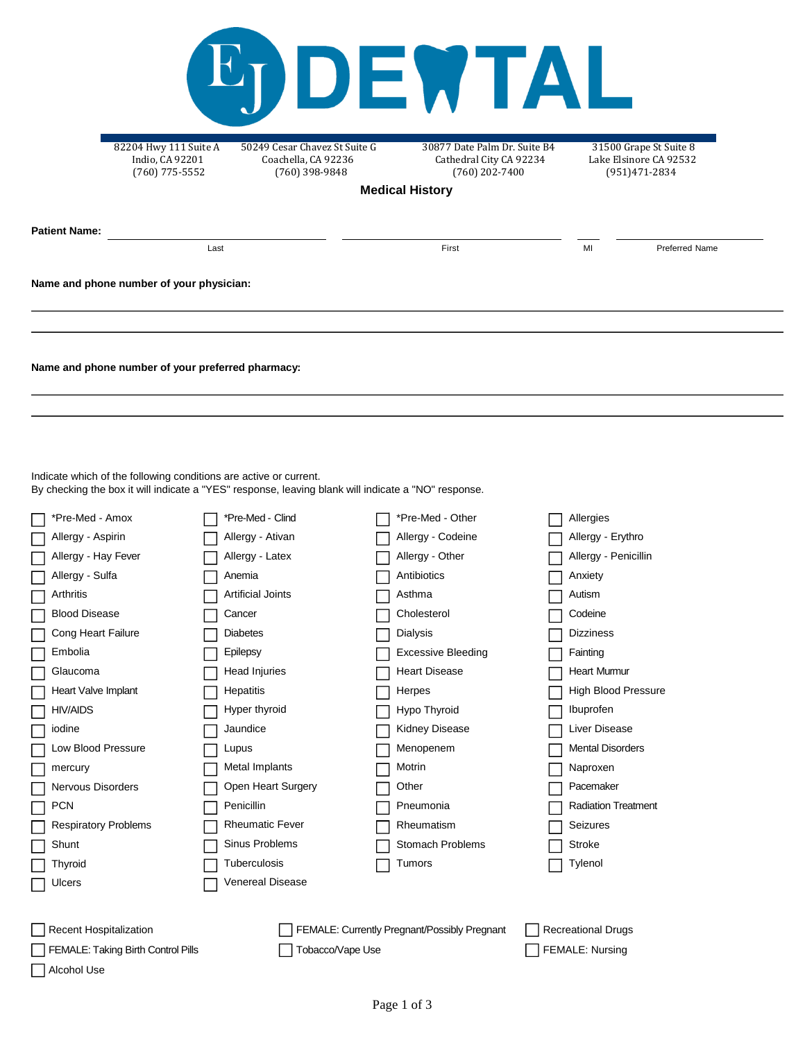# EJ DENTAL

| 82204 Hwy 111 Suite A<br>Indio, CA 92201<br>(760) 775-5552 | 50249 Cesar Chavez St Suite G<br>Coachella, CA 92236<br>(760) 398-9848 | 30877 Date Palm Dr. Suite B4<br>Cathedral City CA 92234<br>(760) 202-7400 | 31500 Grape St Suite 8<br>Lake Elsinore CA 92532<br>(951)471-2834 |
|---|---|---|---|

## Medical History

**Patient Name:** ______________________ ______________________ ____ ______________________

Last | First | MI | Preferred Name

**Name and phone number of your physician:**

_______________________________________________

_______________________________________________

**Name and phone number of your preferred pharmacy:**

_______________________________________________

_______________________________________________

Indicate which of the following conditions are active or current.
By checking the box it will indicate a "YES" response, leaving blank will indicate a "NO" response.

| | | | |
|---|---|---|---|
| ☐ *Pre-Med - Amox | ☐ *Pre-Med - Clind | ☐ *Pre-Med - Other | ☐ Allergies |
| ☐ Allergy - Aspirin | ☐ Allergy - Ativan | ☐ Allergy - Codeine | ☐ Allergy - Erythro |
| ☐ Allergy - Hay Fever | ☐ Allergy - Latex | ☐ Allergy - Other | ☐ Allergy - Penicillin |
| ☐ Allergy - Sulfa | ☐ Anemia | ☐ Antibiotics | ☐ Anxiety |
| ☐ Arthritis | ☐ Artificial Joints | ☐ Asthma | ☐ Autism |
| ☐ Blood Disease | ☐ Cancer | ☐ Cholesterol | ☐ Codeine |
| ☐ Cong Heart Failure | ☐ Diabetes | ☐ Dialysis | ☐ Dizziness |
| ☐ Embolia | ☐ Epilepsy | ☐ Excessive Bleeding | ☐ Fainting |
| ☐ Glaucoma | ☐ Head Injuries | ☐ Heart Disease | ☐ Heart Murmur |
| ☐ Heart Valve Implant | ☐ Hepatitis | ☐ Herpes | ☐ High Blood Pressure |
| ☐ HIV/AIDS | ☐ Hyper thyroid | ☐ Hypo Thyroid | ☐ Ibuprofen |
| ☐ iodine | ☐ Jaundice | ☐ Kidney Disease | ☐ Liver Disease |
| ☐ Low Blood Pressure | ☐ Lupus | ☐ Menopenem | ☐ Mental Disorders |
| ☐ mercury | ☐ Metal Implants | ☐ Motrin | ☐ Naproxen |
| ☐ Nervous Disorders | ☐ Open Heart Surgery | ☐ Other | ☐ Pacemaker |
| ☐ PCN | ☐ Penicillin | ☐ Pneumonia | ☐ Radiation Treatment |
| ☐ Respiratory Problems | ☐ Rheumatic Fever | ☐ Rheumatism | ☐ Seizures |
| ☐ Shunt | ☐ Sinus Problems | ☐ Stomach Problems | ☐ Stroke |
| ☐ Thyroid | ☐ Tuberculosis | ☐ Tumors | ☐ Tylenol |
| ☐ Ulcers | ☐ Venereal Disease | | |

| | | |
|---|---|---|
| ☐ Recent Hospitalization | ☐ FEMALE: Currently Pregnant/Possibly Pregnant | ☐ Recreational Drugs |
| ☐ FEMALE: Taking Birth Control Pills | ☐ Tobacco/Vape Use | ☐ FEMALE: Nursing |
| ☐ Alcohol Use | | |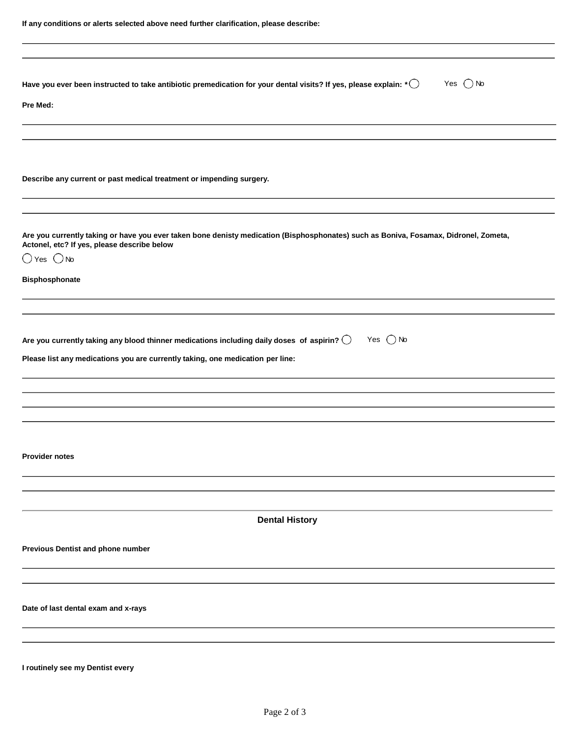**If any conditions or alerts selected above need further clarification, please describe:**

______________________________________________________________________

______________________________________________________________________

**Have you ever been instructed to take antibiotic premedication for your dental visits? If yes, please explain:** * ◯ Yes ◯ No

**Pre Med:**

______________________________________________________________________

______________________________________________________________________

**Describe any current or past medical treatment or impending surgery.**

______________________________________________________________________

______________________________________________________________________

**Are you currently taking or have you ever taken bone denisty medication (Bisphosphonates) such as Boniva, Fosamax, Didronel, Zometa, Actonel, etc? If yes, please describe below**

◯ Yes ◯ No

**Bisphosphonate**

______________________________________________________________________

______________________________________________________________________

**Are you currently taking any blood thinner medications including daily doses of aspirin?** ◯ Yes ◯ No

**Please list any medications you are currently taking, one medication per line:**

______________________________________________________________________

______________________________________________________________________

______________________________________________________________________

______________________________________________________________________

**Provider notes**

______________________________________________________________________

______________________________________________________________________

## Dental History

**Previous Dentist and phone number**

______________________________________________________________________

______________________________________________________________________

**Date of last dental exam and x-rays**

______________________________________________________________________

______________________________________________________________________

**I routinely see my Dentist every**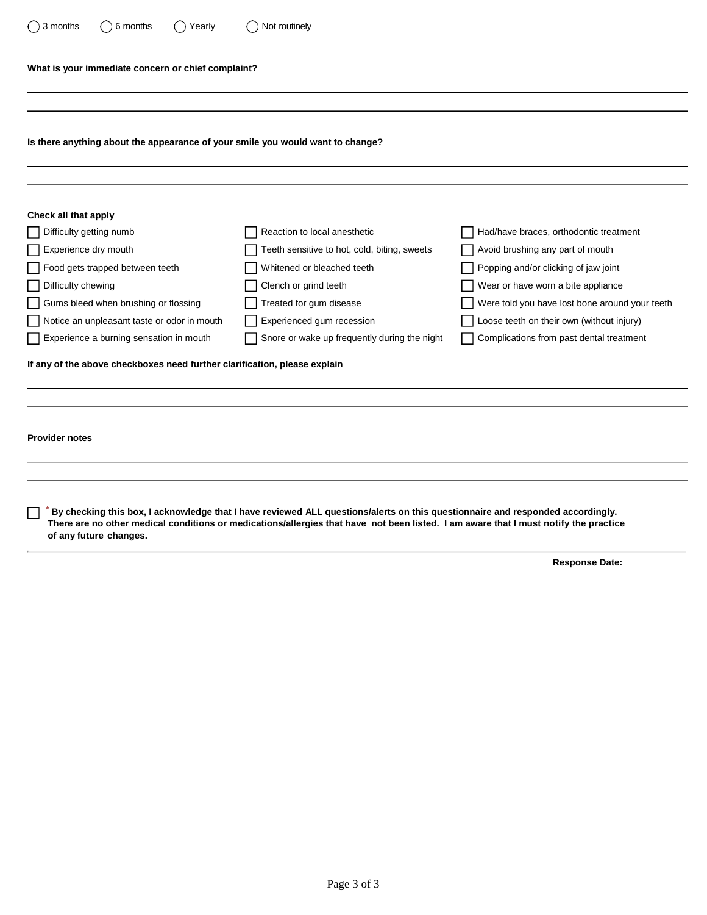◯ 3 months ◯ 6 months ◯ Yearly ◯ Not routinely

**What is your immediate concern or chief complaint?**

**Is there anything about the appearance of your smile you would want to change?**

**Check all that apply**

| | | |
|---|---|---|
| ☐ Difficulty getting numb | ☐ Reaction to local anesthetic | ☐ Had/have braces, orthodontic treatment |
| ☐ Experience dry mouth | ☐ Teeth sensitive to hot, cold, biting, sweets | ☐ Avoid brushing any part of mouth |
| ☐ Food gets trapped between teeth | ☐ Whitened or bleached teeth | ☐ Popping and/or clicking of jaw joint |
| ☐ Difficulty chewing | ☐ Clench or grind teeth | ☐ Wear or have worn a bite appliance |
| ☐ Gums bleed when brushing or flossing | ☐ Treated for gum disease | ☐ Were told you have lost bone around your teeth |
| ☐ Notice an unpleasant taste or odor in mouth | ☐ Experienced gum recession | ☐ Loose teeth on their own (without injury) |
| ☐ Experience a burning sensation in mouth | ☐ Snore or wake up frequently during the night | ☐ Complications from past dental treatment |

**If any of the above checkboxes need further clarification, please explain**

**Provider notes**

☐ * **By checking this box, I acknowledge that I have reviewed ALL questions/alerts on this questionnaire and responded accordingly. There are no other medical conditions or medications/allergies that have not been listed. I am aware that I must notify the practice of any future changes.**

**Response Date:** ____________